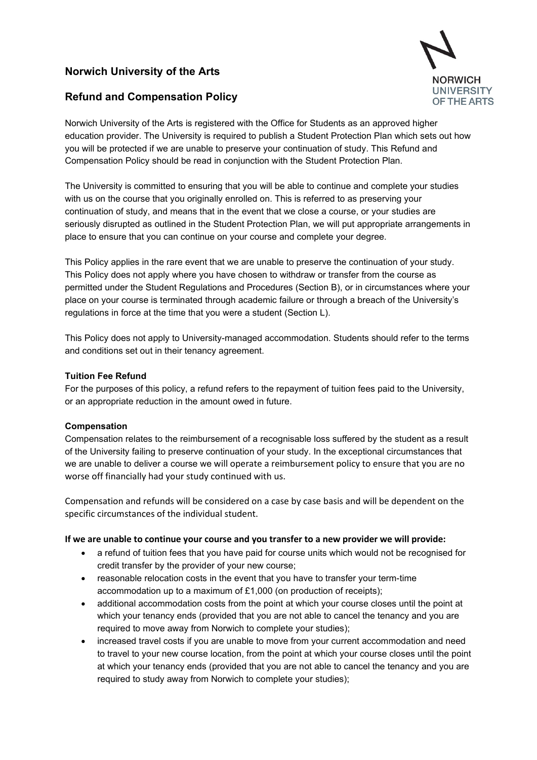# Norwich University of the Arts

## Refund and Compensation Policy

Norwich University of the Arts is registered with the Office for Students as an approved higher education provider. The University is required to publish a Student Protection Plan which sets out how you will be protected if we are unable to preserve your continuation of study. This Refund and Compensation Policy should be read in conjunction with the Student Protection Plan.

The University is committed to ensuring that you will be able to continue and complete your studies with us on the course that you originally enrolled on. This is referred to as preserving your continuation of study, and means that in the event that we close a course, or your studies are seriously disrupted as outlined in the Student Protection Plan, we will put appropriate arrangements in place to ensure that you can continue on your course and complete your degree.

This Policy applies in the rare event that we are unable to preserve the continuation of your study. This Policy does not apply where you have chosen to withdraw or transfer from the course as permitted under the Student Regulations and Procedures (Section B), or in circumstances where your place on your course is terminated through academic failure or through a breach of the University's regulations in force at the time that you were a student (Section L).

This Policy does not apply to University-managed accommodation. Students should refer to the terms and conditions set out in their tenancy agreement.

**Tuition Fee Refund**

For the purposes of this policy, a refund refers to the repayment of tuition fees paid to the University, or an appropriate reduction in the amount owed in future.

**Compensation**

Compensation relates to the reimbursement of a recognisable loss suffered by the student as a result of the University failing to preserve continuation of your study. In the exceptional circumstances that we are unable to deliver a course we will operate a reimbursement policy to ensure that you are no worse off financially had your study continued with us.

Compensation and refunds will be considered on a case by case basis and will be dependent on the specific circumstances of the individual student.

**If we are unable to continue your course and you transfer to a new provider we will provide:**

- a refund of tuition fees that you have paid for course units which would not be recognised for credit transfer by the provider of your new course;
- reasonable relocation costs in the event that you have to transfer your term-time accommodation up to a maximum of £1,000 (on production of receipts);
- additional accommodation costs from the point at which your course closes until the point at which your tenancy ends (provided that you are not able to cancel the tenancy and you are required to move away from Norwich to complete your studies);
- increased travel costs if you are unable to move from your current accommodation and need to travel to your new course location, from the point at which your course closes until the point at which your tenancy ends (provided that you are not able to cancel the tenancy and you are required to study away from Norwich to complete your studies);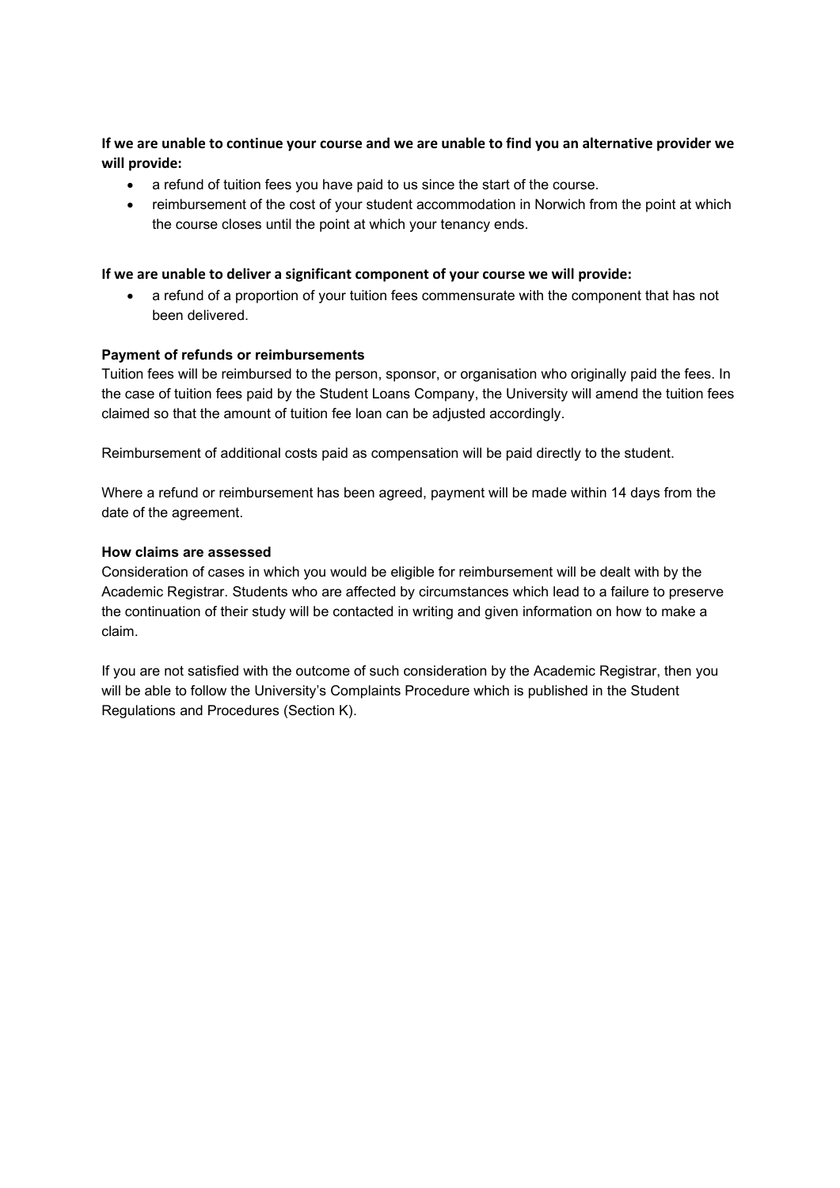**If we are unable to continue your course and we are unable to find you an alternative provider we will provide:**

- a refund of tuition fees you have paid to us since the start of the course.
- reimbursement of the cost of your student accommodation in Norwich from the point at which the course closes until the point at which your tenancy ends.

**If we are unable to deliver a significant component of your course we will provide:**

- a refund of a proportion of your tuition fees commensurate with the component that has not been delivered.

**Payment of refunds or reimbursements**

Tuition fees will be reimbursed to the person, sponsor, or organisation who originally paid the fees. In the case of tuition fees paid by the Student Loans Company, the University will amend the tuition fees claimed so that the amount of tuition fee loan can be adjusted accordingly.

Reimbursement of additional costs paid as compensation will be paid directly to the student.

Where a refund or reimbursement has been agreed, payment will be made within 14 days from the date of the agreement.

**How claims are assessed**

Consideration of cases in which you would be eligible for reimbursement will be dealt with by the Academic Registrar. Students who are affected by circumstances which lead to a failure to preserve the continuation of their study will be contacted in writing and given information on how to make a claim.

If you are not satisfied with the outcome of such consideration by the Academic Registrar, then you will be able to follow the University's Complaints Procedure which is published in the Student Regulations and Procedures (Section K).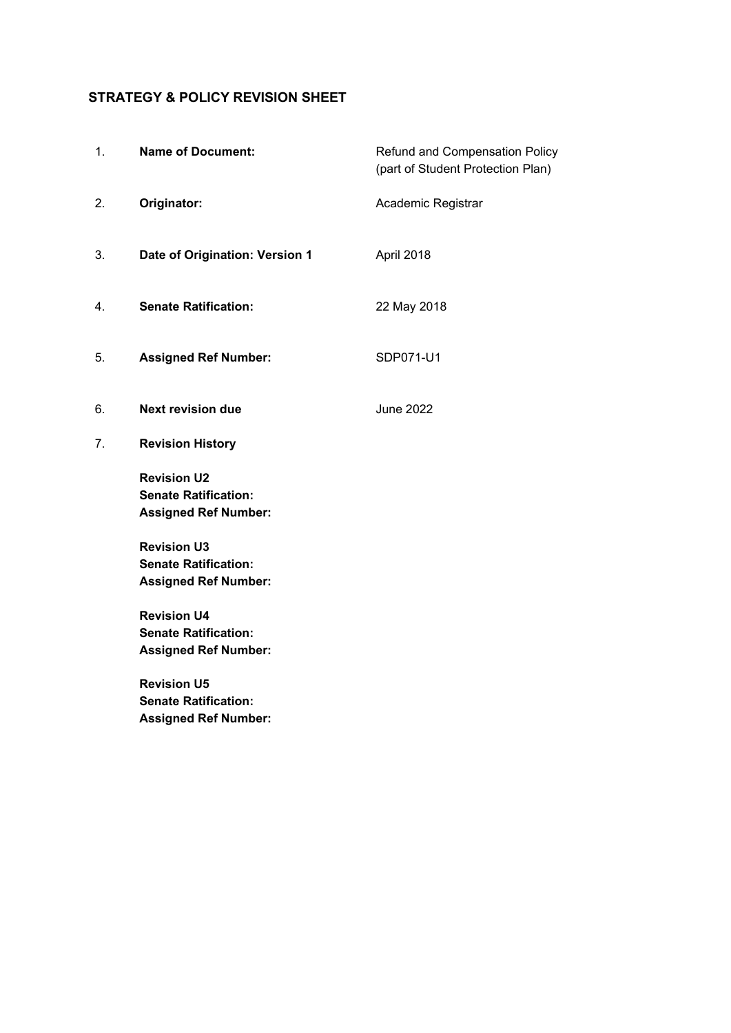## STRATEGY & POLICY REVISION SHEET

| | | |
|---|---|---|
| 1. | **Name of Document:** | Refund and Compensation Policy (part of Student Protection Plan) |
| 2. | **Originator:** | Academic Registrar |
| 3. | **Date of Origination: Version 1** | April 2018 |
| 4. | **Senate Ratification:** | 22 May 2018 |
| 5. | **Assigned Ref Number:** | SDP071-U1 |
| 6. | **Next revision due** | June 2022 |
| 7. | **Revision History** | |

**Revision U2**
**Senate Ratification:**
**Assigned Ref Number:**

**Revision U3**
**Senate Ratification:**
**Assigned Ref Number:**

**Revision U4**
**Senate Ratification:**
**Assigned Ref Number:**

**Revision U5**
**Senate Ratification:**
**Assigned Ref Number:**